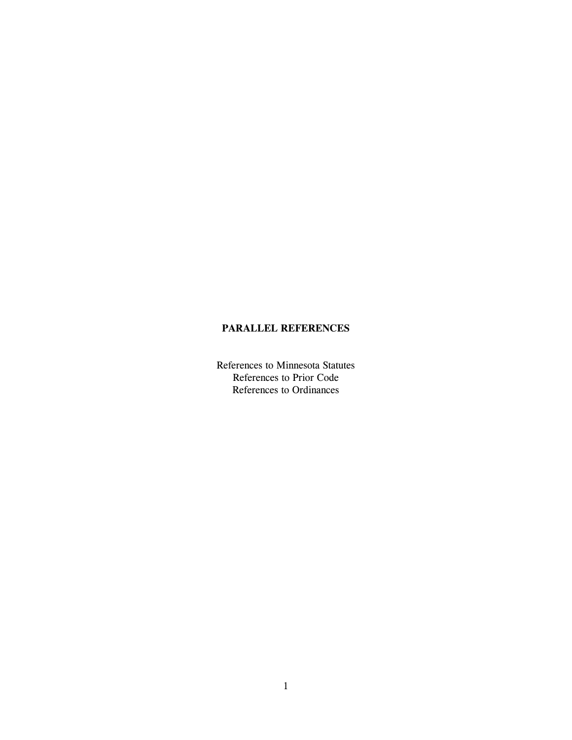# PARALLEL REFERENCES

References to Minnesota Statutes
References to Prior Code
References to Ordinances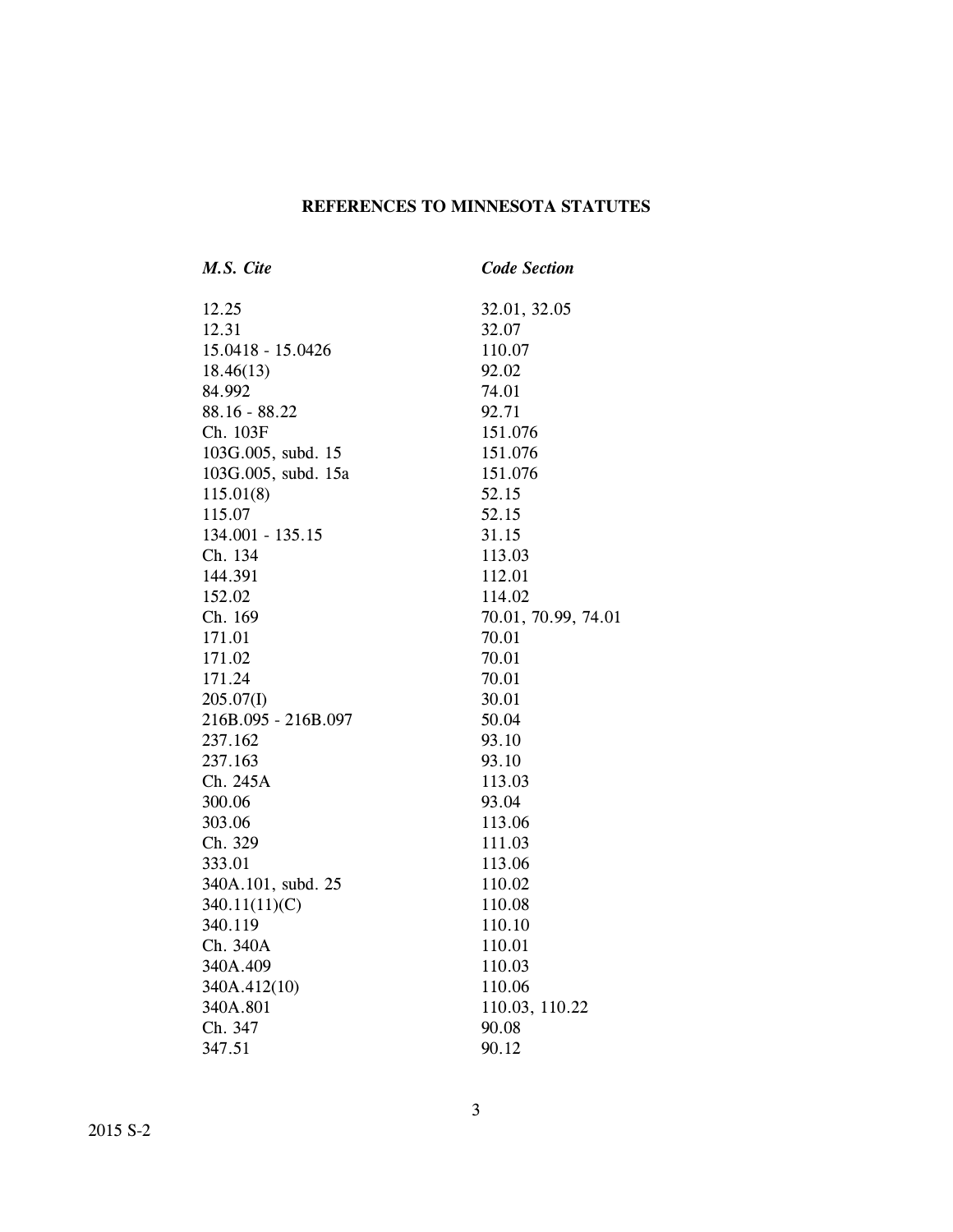## REFERENCES TO MINNESOTA STATUTES

| *M.S. Cite* | *Code Section* |
|---|---|
| 12.25 | 32.01, 32.05 |
| 12.31 | 32.07 |
| 15.0418 - 15.0426 | 110.07 |
| 18.46(13) | 92.02 |
| 84.992 | 74.01 |
| 88.16 - 88.22 | 92.71 |
| Ch. 103F | 151.076 |
| 103G.005, subd. 15 | 151.076 |
| 103G.005, subd. 15a | 151.076 |
| 115.01(8) | 52.15 |
| 115.07 | 52.15 |
| 134.001 - 135.15 | 31.15 |
| Ch. 134 | 113.03 |
| 144.391 | 112.01 |
| 152.02 | 114.02 |
| Ch. 169 | 70.01, 70.99, 74.01 |
| 171.01 | 70.01 |
| 171.02 | 70.01 |
| 171.24 | 70.01 |
| 205.07(I) | 30.01 |
| 216B.095 - 216B.097 | 50.04 |
| 237.162 | 93.10 |
| 237.163 | 93.10 |
| Ch. 245A | 113.03 |
| 300.06 | 93.04 |
| 303.06 | 113.06 |
| Ch. 329 | 111.03 |
| 333.01 | 113.06 |
| 340A.101, subd. 25 | 110.02 |
| 340.11(11)(C) | 110.08 |
| 340.119 | 110.10 |
| Ch. 340A | 110.01 |
| 340A.409 | 110.03 |
| 340A.412(10) | 110.06 |
| 340A.801 | 110.03, 110.22 |
| Ch. 347 | 90.08 |
| 347.51 | 90.12 |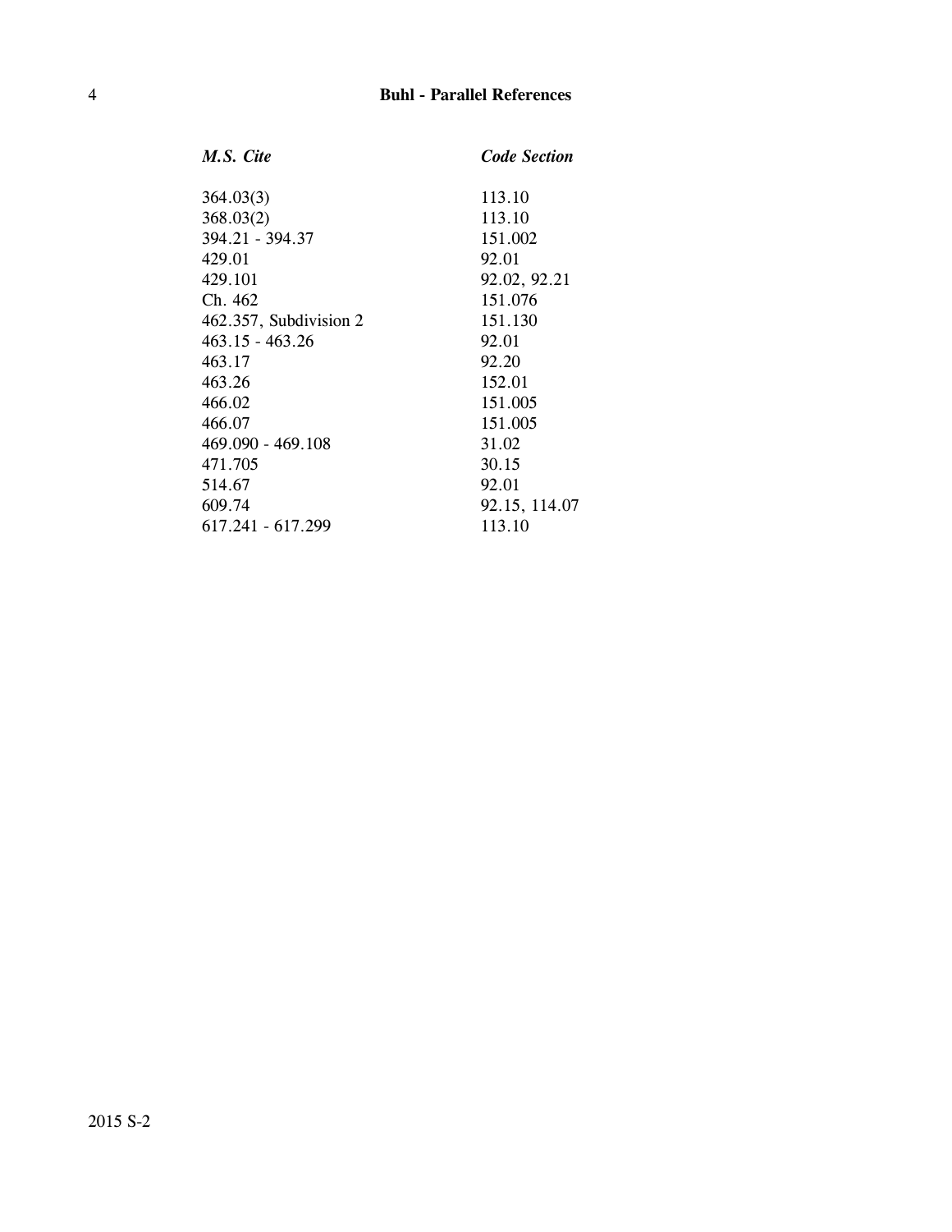| *M.S. Cite* | *Code Section* |
|---|---|
| 364.03(3) | 113.10 |
| 368.03(2) | 113.10 |
| 394.21 - 394.37 | 151.002 |
| 429.01 | 92.01 |
| 429.101 | 92.02, 92.21 |
| Ch. 462 | 151.076 |
| 462.357, Subdivision 2 | 151.130 |
| 463.15 - 463.26 | 92.01 |
| 463.17 | 92.20 |
| 463.26 | 152.01 |
| 466.02 | 151.005 |
| 466.07 | 151.005 |
| 469.090 - 469.108 | 31.02 |
| 471.705 | 30.15 |
| 514.67 | 92.01 |
| 609.74 | 92.15, 114.07 |
| 617.241 - 617.299 | 113.10 |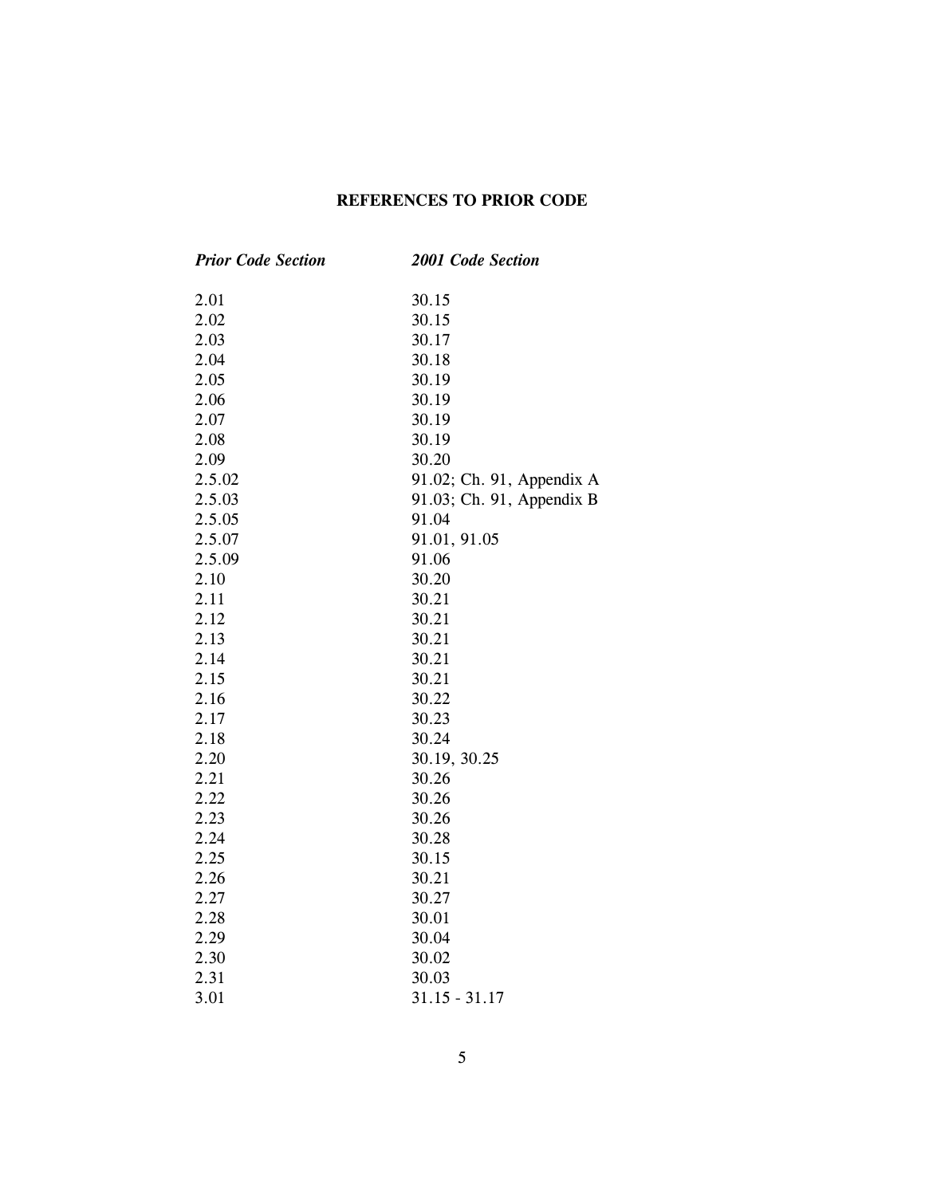## REFERENCES TO PRIOR CODE

| *Prior Code Section* | *2001 Code Section* |
|---|---|
| 2.01 | 30.15 |
| 2.02 | 30.15 |
| 2.03 | 30.17 |
| 2.04 | 30.18 |
| 2.05 | 30.19 |
| 2.06 | 30.19 |
| 2.07 | 30.19 |
| 2.08 | 30.19 |
| 2.09 | 30.20 |
| 2.5.02 | 91.02; Ch. 91, Appendix A |
| 2.5.03 | 91.03; Ch. 91, Appendix B |
| 2.5.05 | 91.04 |
| 2.5.07 | 91.01, 91.05 |
| 2.5.09 | 91.06 |
| 2.10 | 30.20 |
| 2.11 | 30.21 |
| 2.12 | 30.21 |
| 2.13 | 30.21 |
| 2.14 | 30.21 |
| 2.15 | 30.21 |
| 2.16 | 30.22 |
| 2.17 | 30.23 |
| 2.18 | 30.24 |
| 2.20 | 30.19, 30.25 |
| 2.21 | 30.26 |
| 2.22 | 30.26 |
| 2.23 | 30.26 |
| 2.24 | 30.28 |
| 2.25 | 30.15 |
| 2.26 | 30.21 |
| 2.27 | 30.27 |
| 2.28 | 30.01 |
| 2.29 | 30.04 |
| 2.30 | 30.02 |
| 2.31 | 30.03 |
| 3.01 | 31.15 - 31.17 |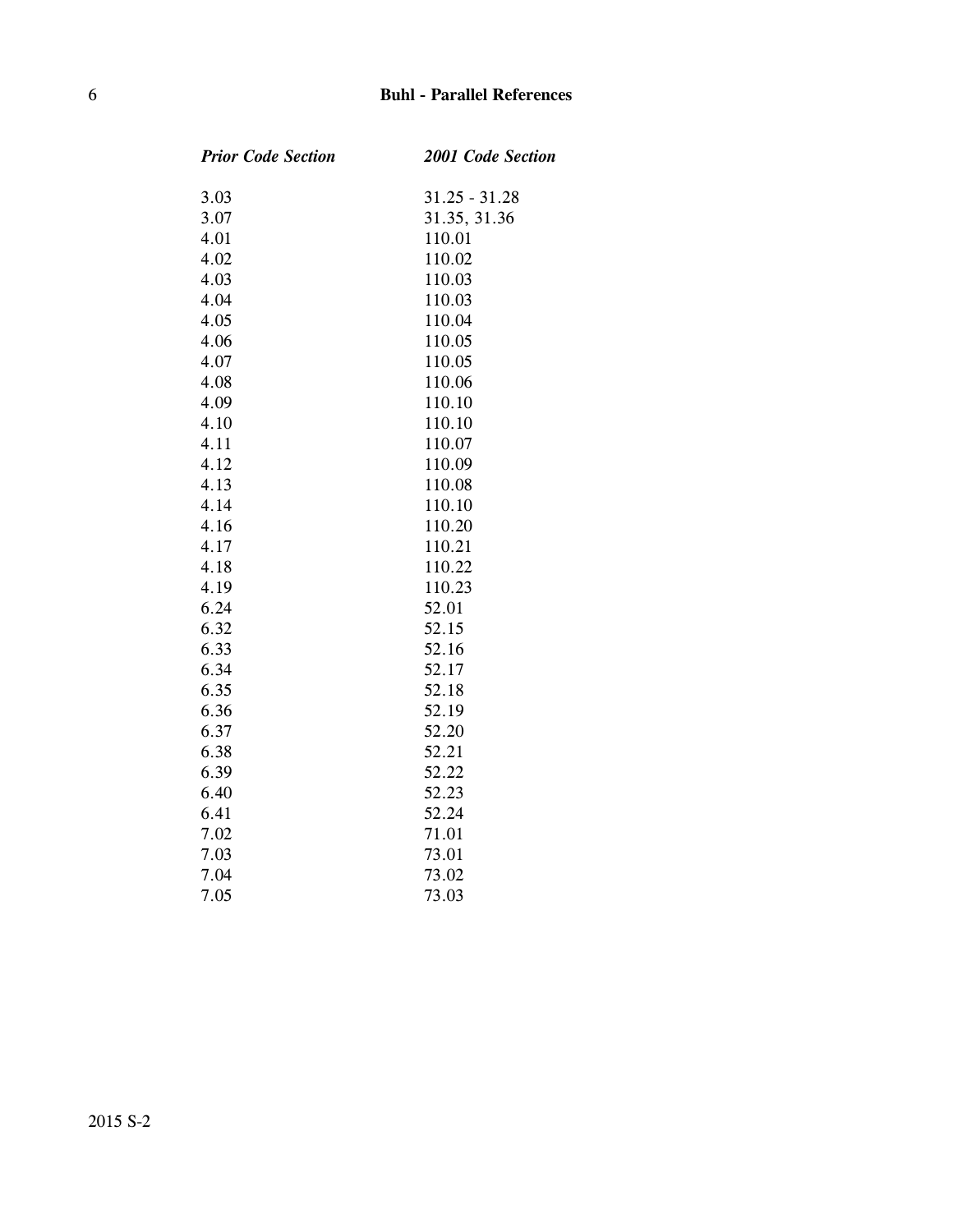| *Prior Code Section* | *2001 Code Section* |
| --- | --- |
| 3.03 | 31.25 - 31.28 |
| 3.07 | 31.35, 31.36 |
| 4.01 | 110.01 |
| 4.02 | 110.02 |
| 4.03 | 110.03 |
| 4.04 | 110.03 |
| 4.05 | 110.04 |
| 4.06 | 110.05 |
| 4.07 | 110.05 |
| 4.08 | 110.06 |
| 4.09 | 110.10 |
| 4.10 | 110.10 |
| 4.11 | 110.07 |
| 4.12 | 110.09 |
| 4.13 | 110.08 |
| 4.14 | 110.10 |
| 4.16 | 110.20 |
| 4.17 | 110.21 |
| 4.18 | 110.22 |
| 4.19 | 110.23 |
| 6.24 | 52.01 |
| 6.32 | 52.15 |
| 6.33 | 52.16 |
| 6.34 | 52.17 |
| 6.35 | 52.18 |
| 6.36 | 52.19 |
| 6.37 | 52.20 |
| 6.38 | 52.21 |
| 6.39 | 52.22 |
| 6.40 | 52.23 |
| 6.41 | 52.24 |
| 7.02 | 71.01 |
| 7.03 | 73.01 |
| 7.04 | 73.02 |
| 7.05 | 73.03 |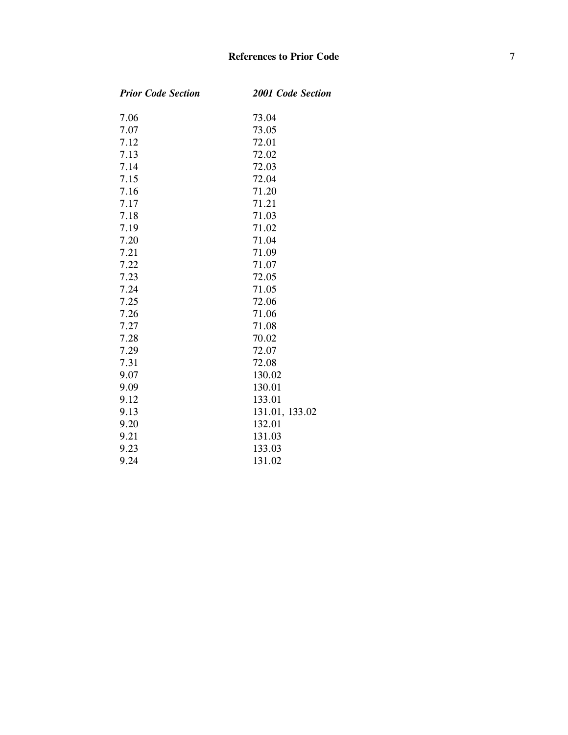| *Prior Code Section* | *2001 Code Section* |
|---|---|
| 7.06 | 73.04 |
| 7.07 | 73.05 |
| 7.12 | 72.01 |
| 7.13 | 72.02 |
| 7.14 | 72.03 |
| 7.15 | 72.04 |
| 7.16 | 71.20 |
| 7.17 | 71.21 |
| 7.18 | 71.03 |
| 7.19 | 71.02 |
| 7.20 | 71.04 |
| 7.21 | 71.09 |
| 7.22 | 71.07 |
| 7.23 | 72.05 |
| 7.24 | 71.05 |
| 7.25 | 72.06 |
| 7.26 | 71.06 |
| 7.27 | 71.08 |
| 7.28 | 70.02 |
| 7.29 | 72.07 |
| 7.31 | 72.08 |
| 9.07 | 130.02 |
| 9.09 | 130.01 |
| 9.12 | 133.01 |
| 9.13 | 131.01, 133.02 |
| 9.20 | 132.01 |
| 9.21 | 131.03 |
| 9.23 | 133.03 |
| 9.24 | 131.02 |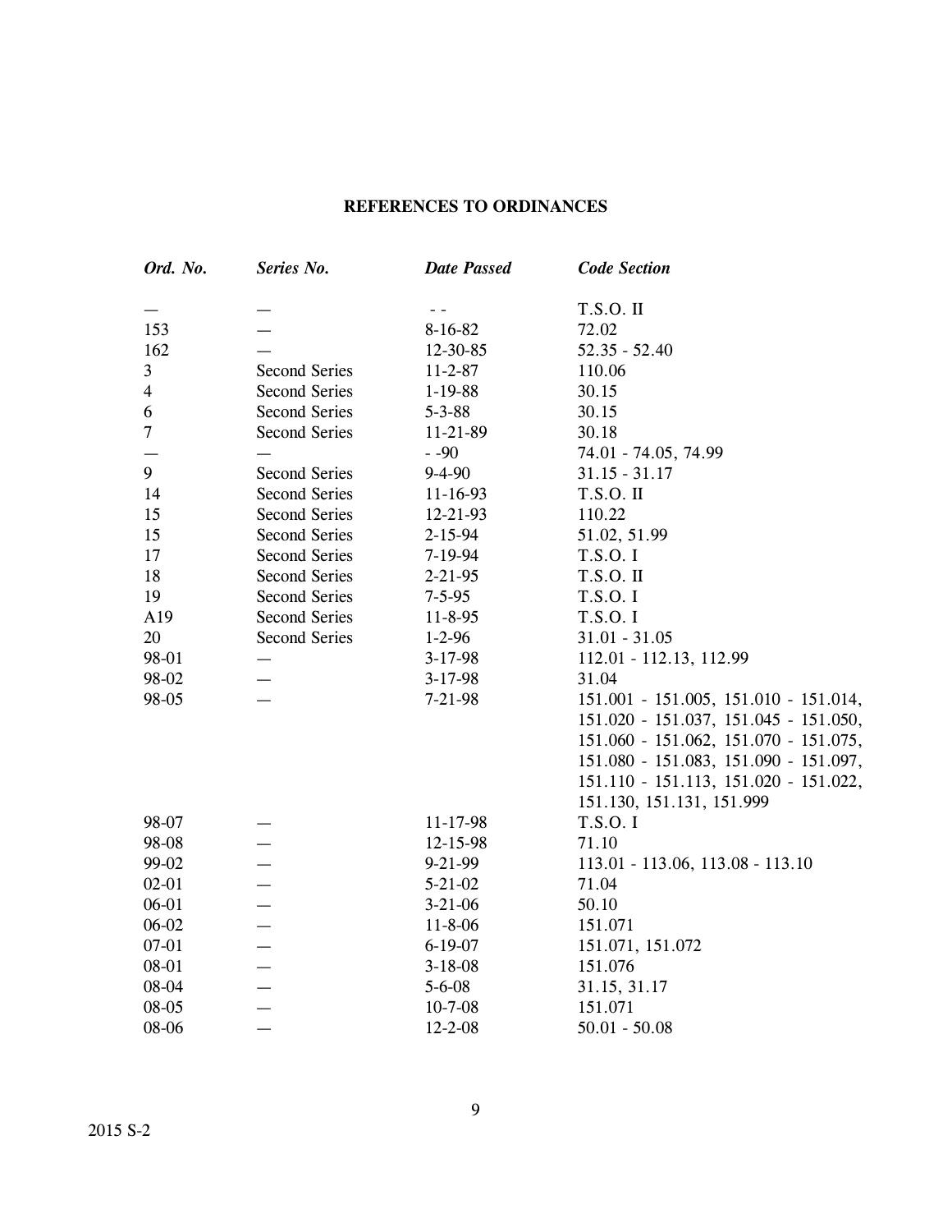## REFERENCES TO ORDINANCES

| *Ord. No.* | *Series No.* | *Date Passed* | *Code Section* |
|---|---|---|---|
| — | — | - - | T.S.O. II |
| 153 | — | 8-16-82 | 72.02 |
| 162 | — | 12-30-85 | 52.35 - 52.40 |
| 3 | Second Series | 11-2-87 | 110.06 |
| 4 | Second Series | 1-19-88 | 30.15 |
| 6 | Second Series | 5-3-88 | 30.15 |
| 7 | Second Series | 11-21-89 | 30.18 |
| — | — | - -90 | 74.01 - 74.05, 74.99 |
| 9 | Second Series | 9-4-90 | 31.15 - 31.17 |
| 14 | Second Series | 11-16-93 | T.S.O. II |
| 15 | Second Series | 12-21-93 | 110.22 |
| 15 | Second Series | 2-15-94 | 51.02, 51.99 |
| 17 | Second Series | 7-19-94 | T.S.O. I |
| 18 | Second Series | 2-21-95 | T.S.O. II |
| 19 | Second Series | 7-5-95 | T.S.O. I |
| A19 | Second Series | 11-8-95 | T.S.O. I |
| 20 | Second Series | 1-2-96 | 31.01 - 31.05 |
| 98-01 | — | 3-17-98 | 112.01 - 112.13, 112.99 |
| 98-02 | — | 3-17-98 | 31.04 |
| 98-05 | — | 7-21-98 | 151.001 - 151.005, 151.010 - 151.014, 151.020 - 151.037, 151.045 - 151.050, 151.060 - 151.062, 151.070 - 151.075, 151.080 - 151.083, 151.090 - 151.097, 151.110 - 151.113, 151.020 - 151.022, 151.130, 151.131, 151.999 |
| 98-07 | — | 11-17-98 | T.S.O. I |
| 98-08 | — | 12-15-98 | 71.10 |
| 99-02 | — | 9-21-99 | 113.01 - 113.06, 113.08 - 113.10 |
| 02-01 | — | 5-21-02 | 71.04 |
| 06-01 | — | 3-21-06 | 50.10 |
| 06-02 | — | 11-8-06 | 151.071 |
| 07-01 | — | 6-19-07 | 151.071, 151.072 |
| 08-01 | — | 3-18-08 | 151.076 |
| 08-04 | — | 5-6-08 | 31.15, 31.17 |
| 08-05 | — | 10-7-08 | 151.071 |
| 08-06 | — | 12-2-08 | 50.01 - 50.08 |

2015 S-2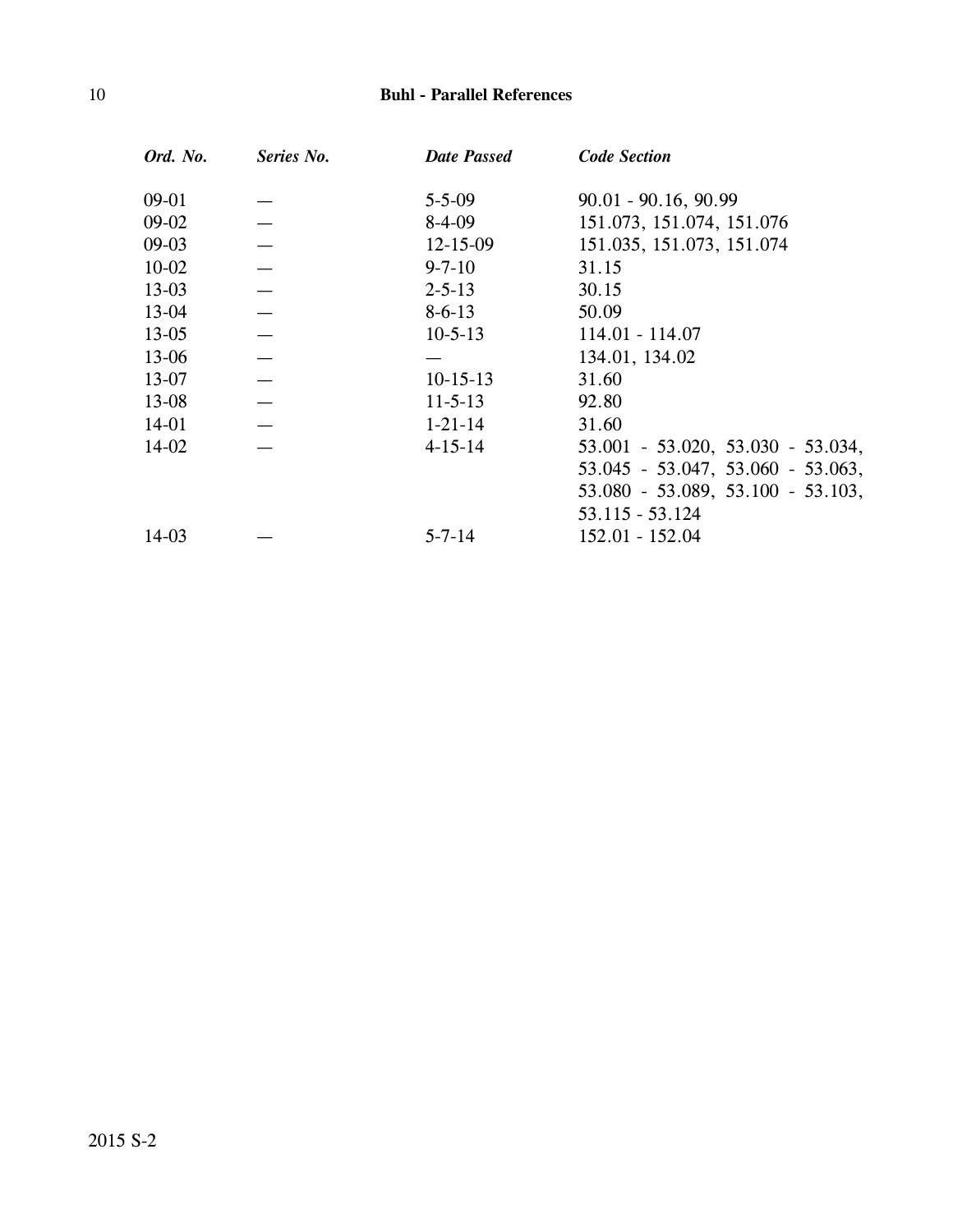| *Ord. No.* | *Series No.* | *Date Passed* | *Code Section* |
|---|---|---|---|
| 09-01 | — | 5-5-09 | 90.01 - 90.16, 90.99 |
| 09-02 | — | 8-4-09 | 151.073, 151.074, 151.076 |
| 09-03 | — | 12-15-09 | 151.035, 151.073, 151.074 |
| 10-02 | — | 9-7-10 | 31.15 |
| 13-03 | — | 2-5-13 | 30.15 |
| 13-04 | — | 8-6-13 | 50.09 |
| 13-05 | — | 10-5-13 | 114.01 - 114.07 |
| 13-06 | — | — | 134.01, 134.02 |
| 13-07 | — | 10-15-13 | 31.60 |
| 13-08 | — | 11-5-13 | 92.80 |
| 14-01 | — | 1-21-14 | 31.60 |
| 14-02 | — | 4-15-14 | 53.001 - 53.020, 53.030 - 53.034, 53.045 - 53.047, 53.060 - 53.063, 53.080 - 53.089, 53.100 - 53.103, 53.115 - 53.124 |
| 14-03 | — | 5-7-14 | 152.01 - 152.04 |

2015 S-2